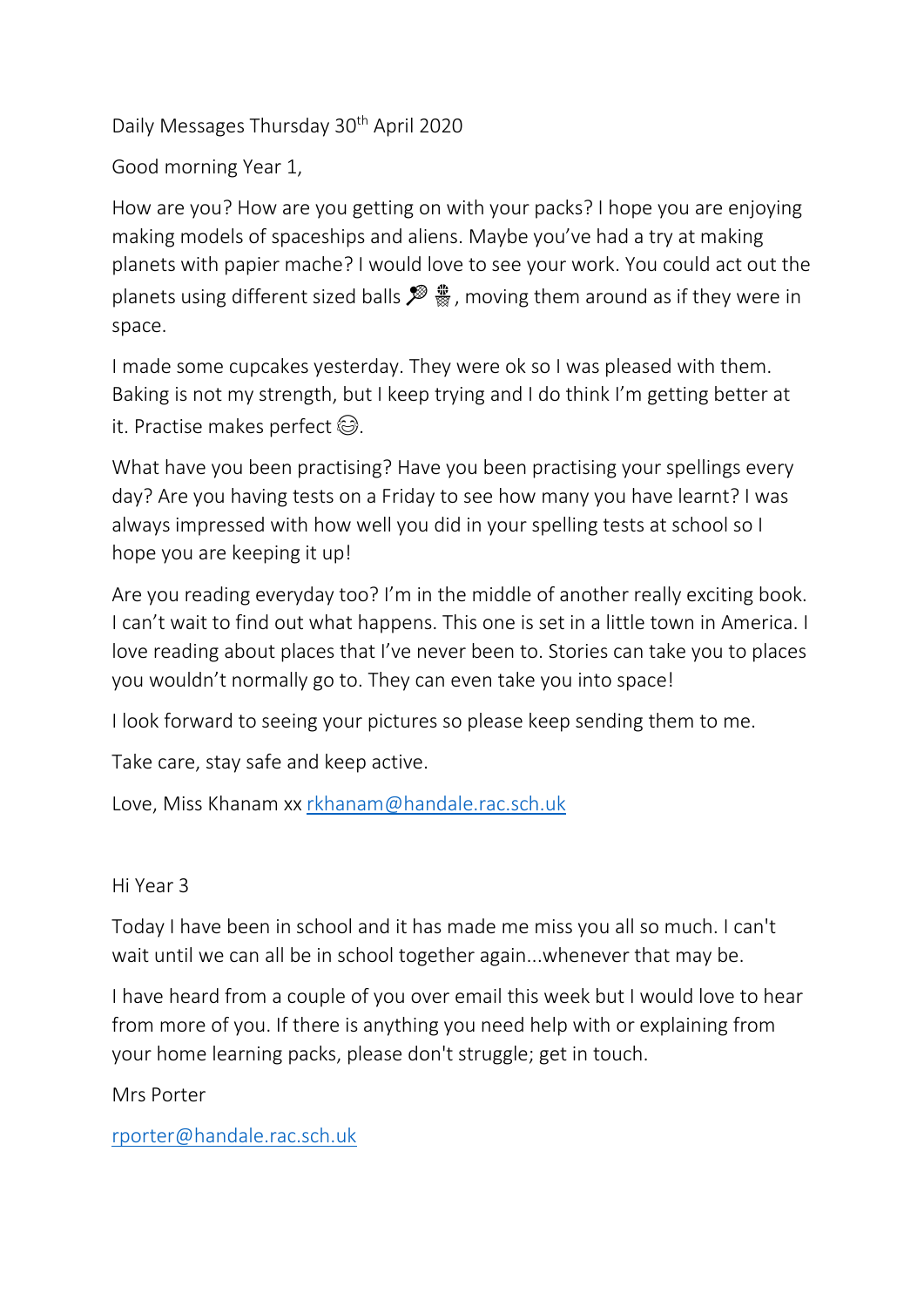Daily Messages Thursday 30th April 2020

Good morning Year 1,

How are you? How are you getting on with your packs? I hope you are enjoying making models of spaceships and aliens. Maybe you've had a try at making planets with papier mache? I would love to see your work. You could act out the planets using different sized balls 🏸 🏀, moving them around as if they were in space.

I made some cupcakes yesterday. They were ok so I was pleased with them. Baking is not my strength, but I keep trying and I do think I'm getting better at it. Practise makes perfect 😂.

What have you been practising? Have you been practising your spellings every day? Are you having tests on a Friday to see how many you have learnt? I was always impressed with how well you did in your spelling tests at school so I hope you are keeping it up!

Are you reading everyday too? I'm in the middle of another really exciting book. I can't wait to find out what happens. This one is set in a little town in America. I love reading about places that I've never been to. Stories can take you to places you wouldn't normally go to. They can even take you into space!

I look forward to seeing your pictures so please keep sending them to me.

Take care, stay safe and keep active.

Love, Miss Khanam xx rkhanam@handale.rac.sch.uk

Hi Year 3

Today I have been in school and it has made me miss you all so much. I can't wait until we can all be in school together again...whenever that may be.

I have heard from a couple of you over email this week but I would love to hear from more of you. If there is anything you need help with or explaining from your home learning packs, please don't struggle; get in touch.

Mrs Porter

rporter@handale.rac.sch.uk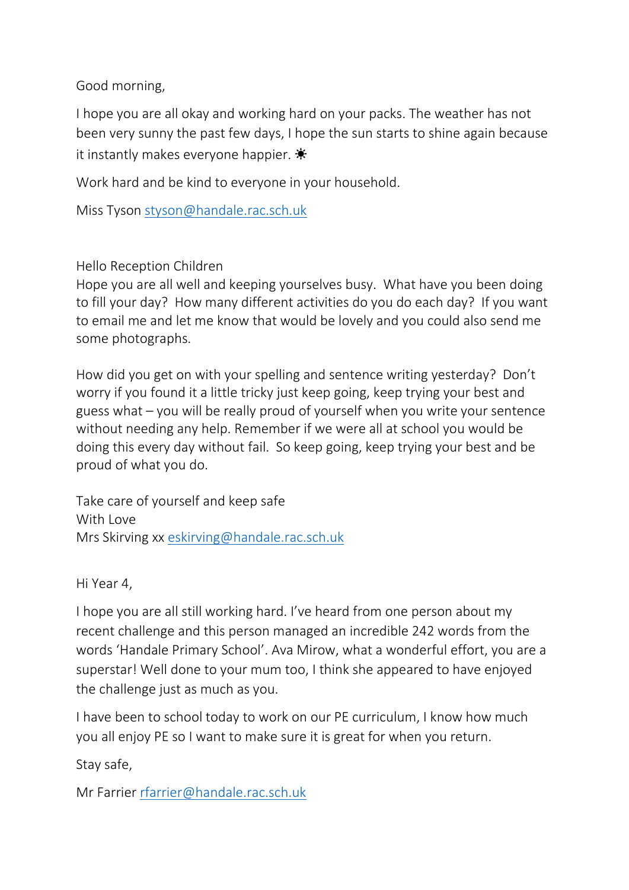Good morning,

I hope you are all okay and working hard on your packs. The weather has not been very sunny the past few days, I hope the sun starts to shine again because it instantly makes everyone happier. ☀

Work hard and be kind to everyone in your household.

Miss Tyson styson@handale.rac.sch.uk

Hello Reception Children
Hope you are all well and keeping yourselves busy. What have you been doing to fill your day? How many different activities do you do each day? If you want to email me and let me know that would be lovely and you could also send me some photographs.

How did you get on with your spelling and sentence writing yesterday? Don't worry if you found it a little tricky just keep going, keep trying your best and guess what – you will be really proud of yourself when you write your sentence without needing any help. Remember if we were all at school you would be doing this every day without fail. So keep going, keep trying your best and be proud of what you do.

Take care of yourself and keep safe
With Love
Mrs Skirving xx eskirving@handale.rac.sch.uk

Hi Year 4,

I hope you are all still working hard. I've heard from one person about my recent challenge and this person managed an incredible 242 words from the words 'Handale Primary School'. Ava Mirow, what a wonderful effort, you are a superstar! Well done to your mum too, I think she appeared to have enjoyed the challenge just as much as you.

I have been to school today to work on our PE curriculum, I know how much you all enjoy PE so I want to make sure it is great for when you return.

Stay safe,

Mr Farrier rfarrier@handale.rac.sch.uk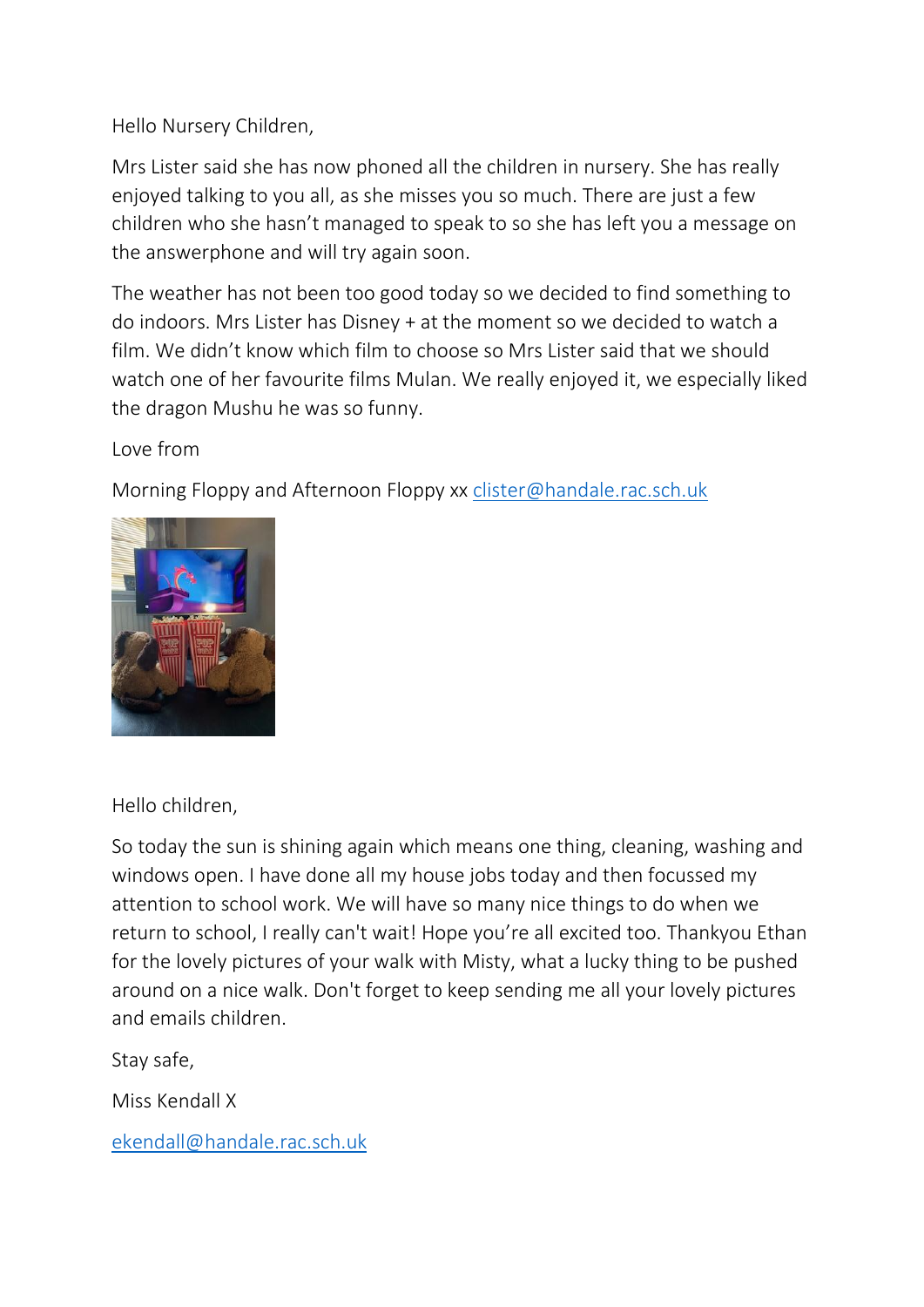Hello Nursery Children,

Mrs Lister said she has now phoned all the children in nursery. She has really enjoyed talking to you all, as she misses you so much. There are just a few children who she hasn't managed to speak to so she has left you a message on the answerphone and will try again soon.

The weather has not been too good today so we decided to find something to do indoors. Mrs Lister has Disney + at the moment so we decided to watch a film. We didn't know which film to choose so Mrs Lister said that we should watch one of her favourite films Mulan. We really enjoyed it, we especially liked the dragon Mushu he was so funny.

Love from

Morning Floppy and Afternoon Floppy xx clister@handale.rac.sch.uk

Hello children,

So today the sun is shining again which means one thing, cleaning, washing and windows open. I have done all my house jobs today and then focussed my attention to school work. We will have so many nice things to do when we return to school, I really can't wait! Hope you're all excited too. Thankyou Ethan for the lovely pictures of your walk with Misty, what a lucky thing to be pushed around on a nice walk. Don't forget to keep sending me all your lovely pictures and emails children.

Stay safe,

Miss Kendall X

ekendall@handale.rac.sch.uk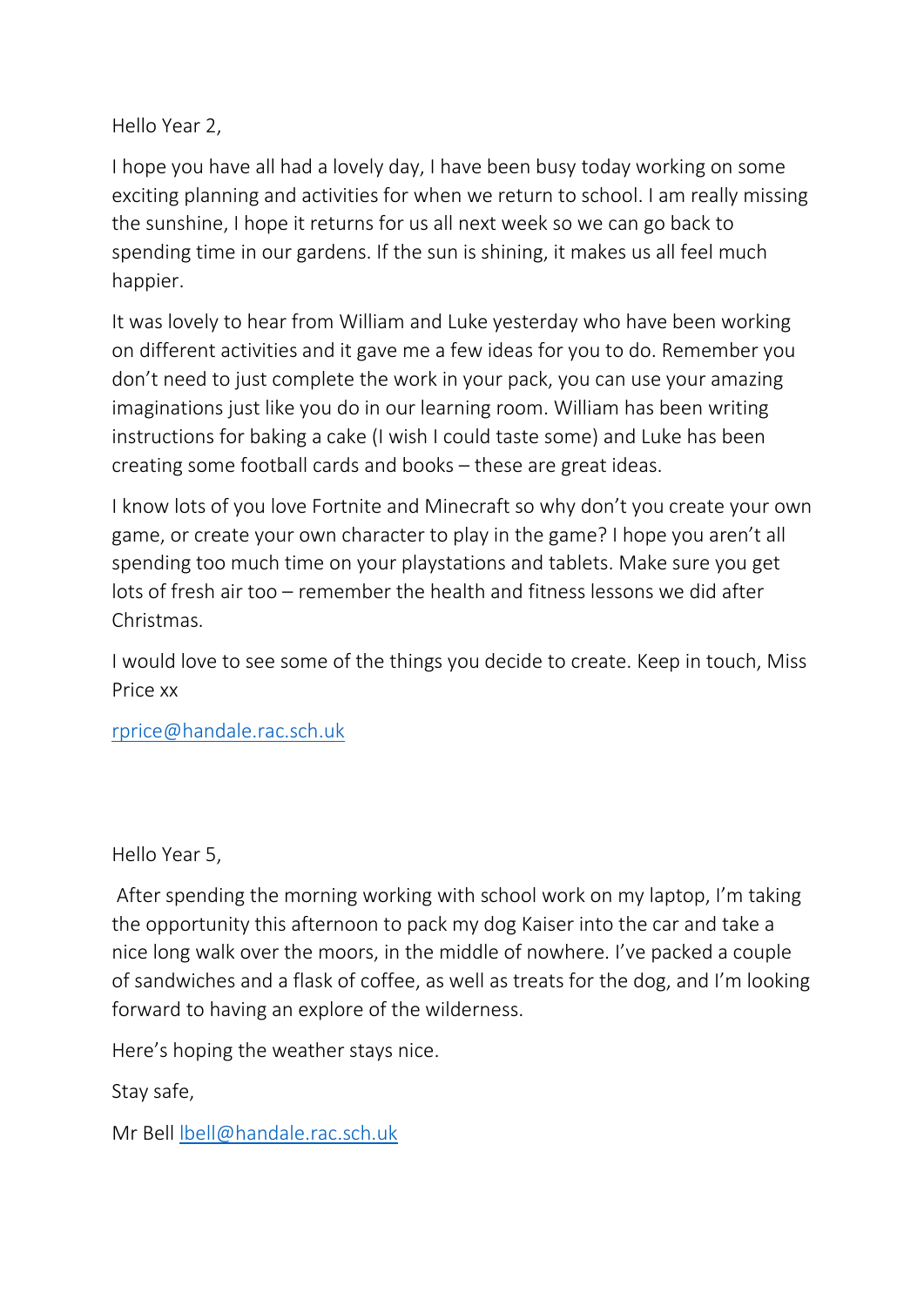Hello Year 2,

I hope you have all had a lovely day, I have been busy today working on some exciting planning and activities for when we return to school. I am really missing the sunshine, I hope it returns for us all next week so we can go back to spending time in our gardens. If the sun is shining, it makes us all feel much happier.

It was lovely to hear from William and Luke yesterday who have been working on different activities and it gave me a few ideas for you to do. Remember you don't need to just complete the work in your pack, you can use your amazing imaginations just like you do in our learning room. William has been writing instructions for baking a cake (I wish I could taste some) and Luke has been creating some football cards and books – these are great ideas.

I know lots of you love Fortnite and Minecraft so why don't you create your own game, or create your own character to play in the game? I hope you aren't all spending too much time on your playstations and tablets. Make sure you get lots of fresh air too – remember the health and fitness lessons we did after Christmas.

I would love to see some of the things you decide to create. Keep in touch, Miss Price xx

rprice@handale.rac.sch.uk

Hello Year 5,

After spending the morning working with school work on my laptop, I'm taking the opportunity this afternoon to pack my dog Kaiser into the car and take a nice long walk over the moors, in the middle of nowhere. I've packed a couple of sandwiches and a flask of coffee, as well as treats for the dog, and I'm looking forward to having an explore of the wilderness.

Here's hoping the weather stays nice.

Stay safe,

Mr Bell lbell@handale.rac.sch.uk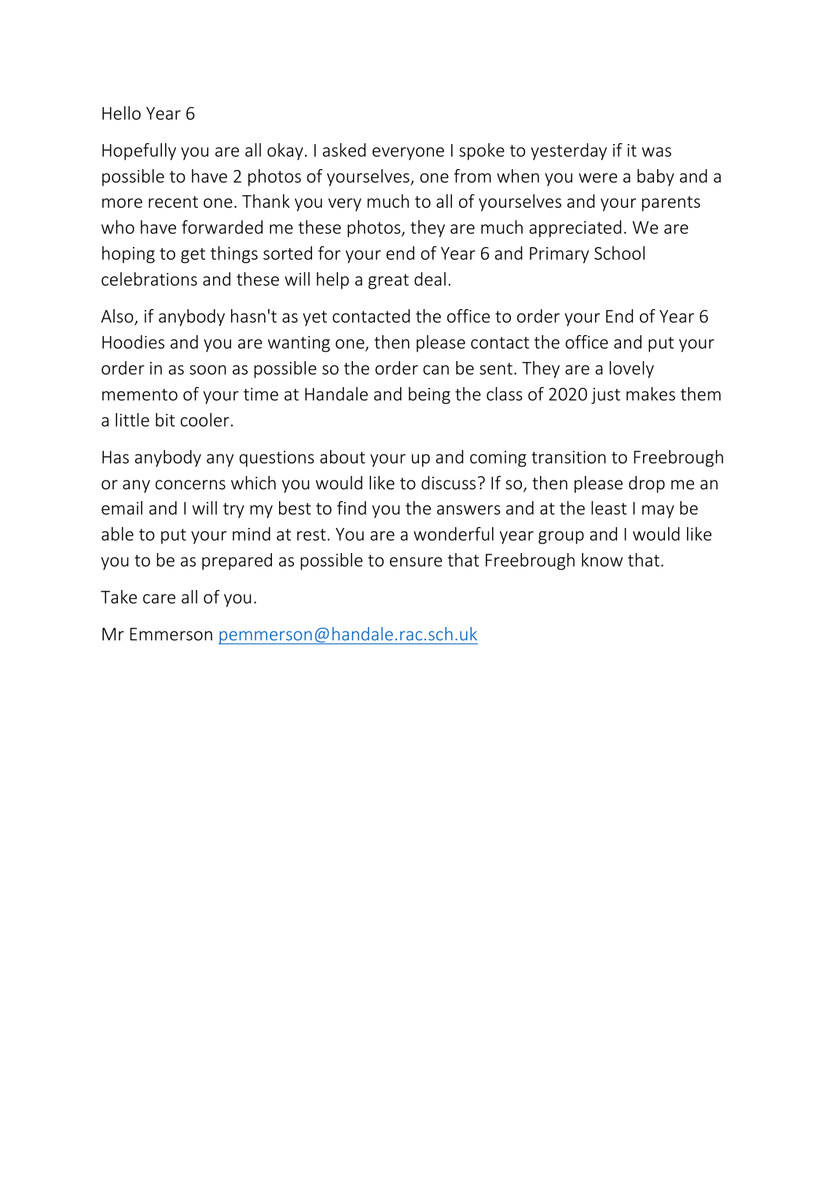Hello Year 6

Hopefully you are all okay. I asked everyone I spoke to yesterday if it was possible to have 2 photos of yourselves, one from when you were a baby and a more recent one. Thank you very much to all of yourselves and your parents who have forwarded me these photos, they are much appreciated. We are hoping to get things sorted for your end of Year 6 and Primary School celebrations and these will help a great deal.

Also, if anybody hasn't as yet contacted the office to order your End of Year 6 Hoodies and you are wanting one, then please contact the office and put your order in as soon as possible so the order can be sent. They are a lovely memento of your time at Handale and being the class of 2020 just makes them a little bit cooler.

Has anybody any questions about your up and coming transition to Freebrough or any concerns which you would like to discuss? If so, then please drop me an email and I will try my best to find you the answers and at the least I may be able to put your mind at rest. You are a wonderful year group and I would like you to be as prepared as possible to ensure that Freebrough know that.

Take care all of you.

Mr Emmerson [pemmerson@handale.rac.sch.uk](mailto:pemmerson@handale.rac.sch.uk)